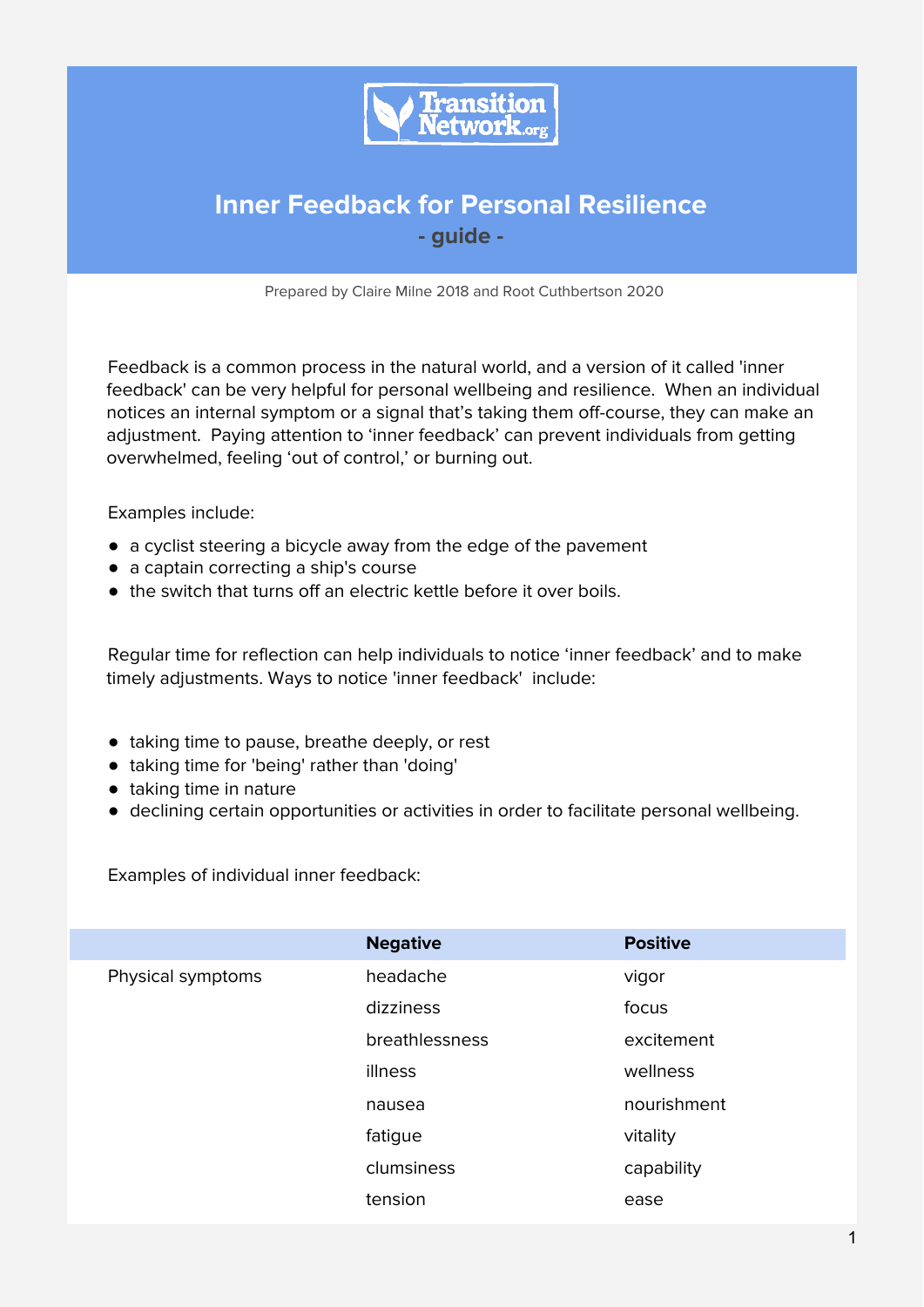# Inner Feedback for Personal Resilience

**- guide -**

Prepared by Claire Milne 2018 and Root Cuthbertson 2020

Feedback is a common process in the natural world, and a version of it called 'inner feedback' can be very helpful for personal wellbeing and resilience. When an individual notices an internal symptom or a signal that's taking them off-course, they can make an adjustment. Paying attention to 'inner feedback' can prevent individuals from getting overwhelmed, feeling 'out of control,' or burning out.

Examples include:

- a cyclist steering a bicycle away from the edge of the pavement
- a captain correcting a ship's course
- the switch that turns off an electric kettle before it over boils.

Regular time for reflection can help individuals to notice 'inner feedback' and to make timely adjustments. Ways to notice 'inner feedback' include:

- taking time to pause, breathe deeply, or rest
- taking time for 'being' rather than 'doing'
- taking time in nature
- declining certain opportunities or activities in order to facilitate personal wellbeing.

Examples of individual inner feedback:

| | **Negative** | **Positive** |
|---|---|---|
| Physical symptoms | headache | vigor |
| | dizziness | focus |
| | breathlessness | excitement |
| | illness | wellness |
| | nausea | nourishment |
| | fatigue | vitality |
| | clumsiness | capability |
| | tension | ease |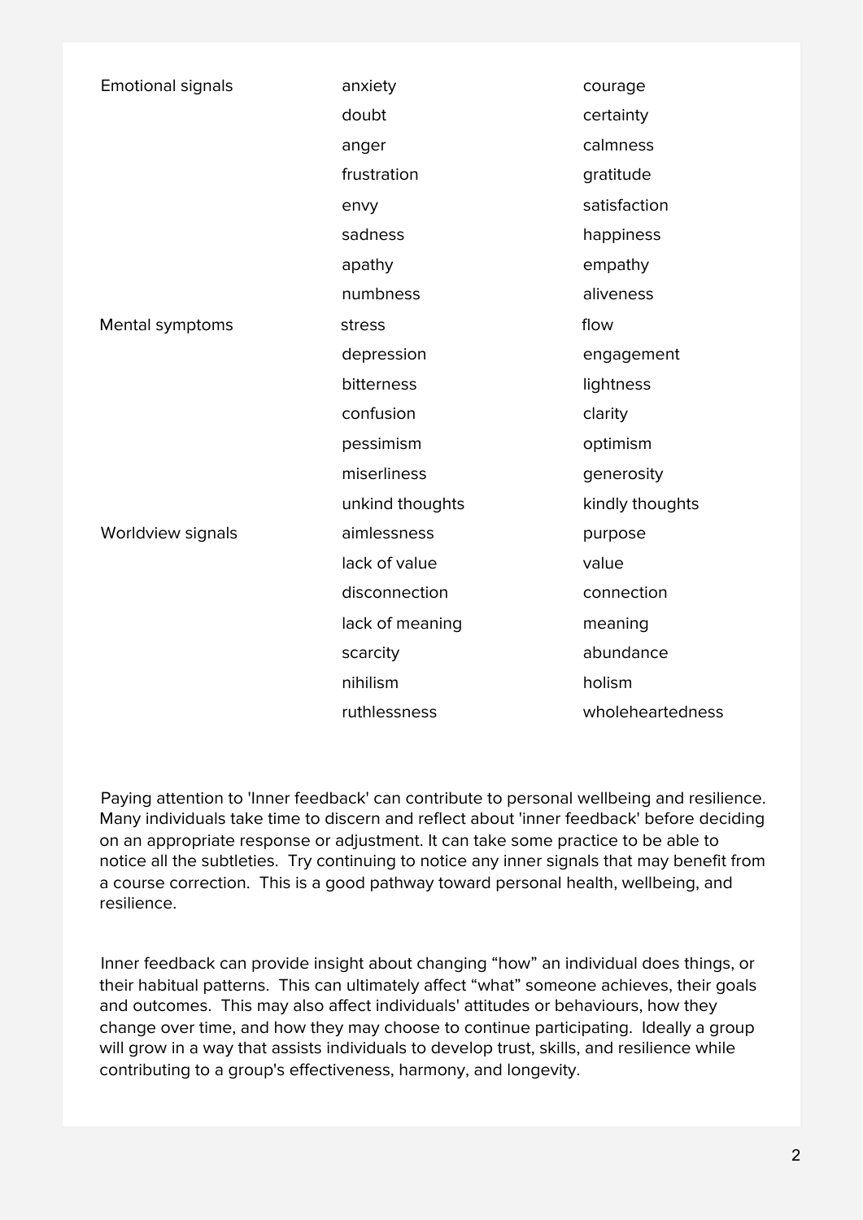| | | |
|---|---|---|
| Emotional signals | anxiety | courage |
| | doubt | certainty |
| | anger | calmness |
| | frustration | gratitude |
| | envy | satisfaction |
| | sadness | happiness |
| | apathy | empathy |
| | numbness | aliveness |
| Mental symptoms | stress | flow |
| | depression | engagement |
| | bitterness | lightness |
| | confusion | clarity |
| | pessimism | optimism |
| | miserliness | generosity |
| | unkind thoughts | kindly thoughts |
| Worldview signals | aimlessness | purpose |
| | lack of value | value |
| | disconnection | connection |
| | lack of meaning | meaning |
| | scarcity | abundance |
| | nihilism | holism |
| | ruthlessness | wholeheartedness |

Paying attention to 'Inner feedback' can contribute to personal wellbeing and resilience. Many individuals take time to discern and reflect about 'inner feedback' before deciding on an appropriate response or adjustment. It can take some practice to be able to notice all the subtleties. Try continuing to notice any inner signals that may benefit from a course correction. This is a good pathway toward personal health, wellbeing, and resilience.

Inner feedback can provide insight about changing "how" an individual does things, or their habitual patterns. This can ultimately affect "what" someone achieves, their goals and outcomes. This may also affect individuals' attitudes or behaviours, how they change over time, and how they may choose to continue participating. Ideally a group will grow in a way that assists individuals to develop trust, skills, and resilience while contributing to a group's effectiveness, harmony, and longevity.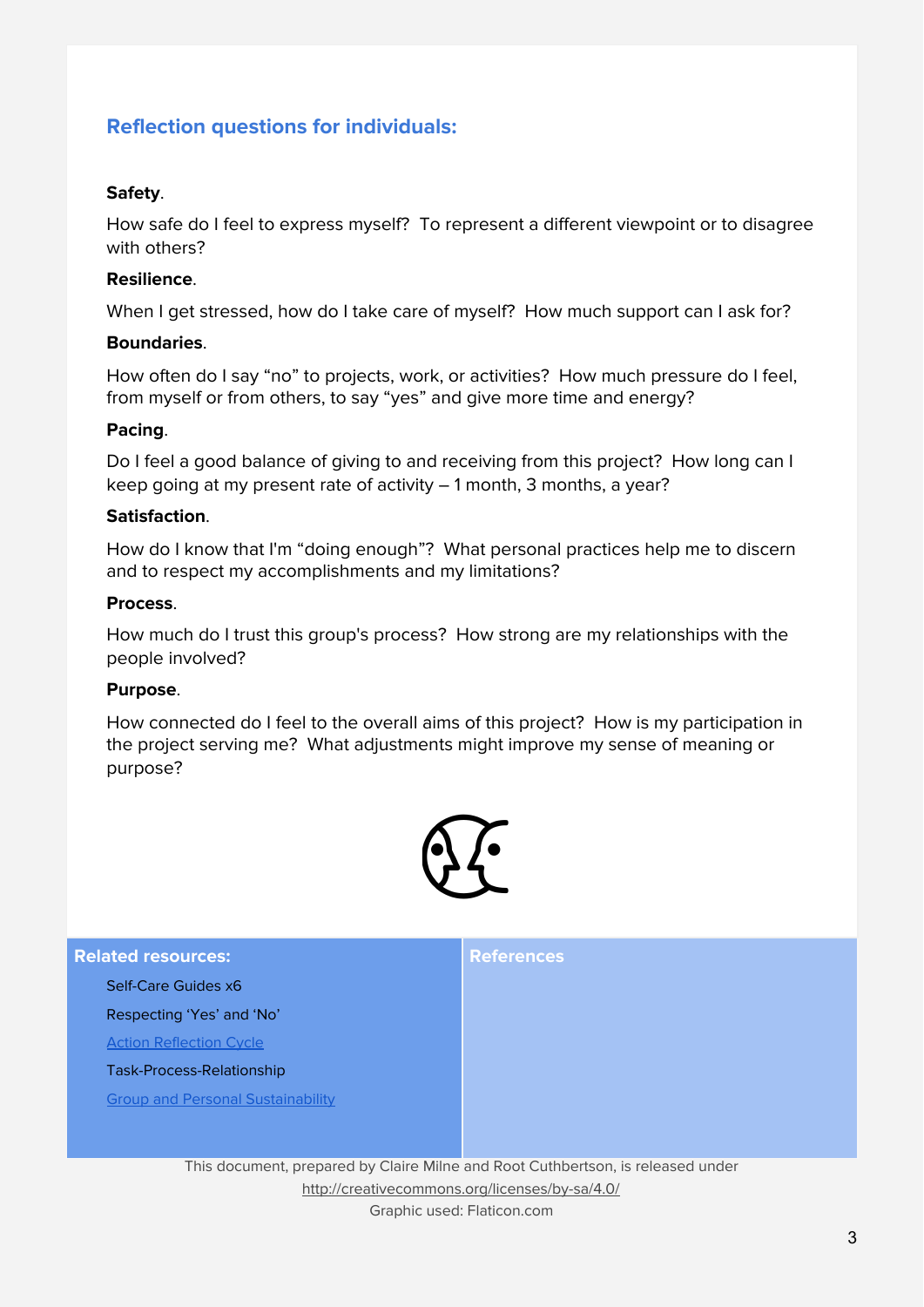## Reflection questions for individuals:

**Safety**.

How safe do I feel to express myself? To represent a different viewpoint or to disagree with others?

**Resilience**.

When I get stressed, how do I take care of myself? How much support can I ask for?

**Boundaries**.

How often do I say “no” to projects, work, or activities? How much pressure do I feel, from myself or from others, to say “yes” and give more time and energy?

**Pacing**.

Do I feel a good balance of giving to and receiving from this project? How long can I keep going at my present rate of activity – 1 month, 3 months, a year?

**Satisfaction**.

How do I know that I'm “doing enough”? What personal practices help me to discern and to respect my accomplishments and my limitations?

**Process**.

How much do I trust this group's process? How strong are my relationships with the people involved?

**Purpose**.

How connected do I feel to the overall aims of this project? How is my participation in the project serving me? What adjustments might improve my sense of meaning or purpose?

### Related resources:

- Self-Care Guides x6
- Respecting ‘Yes’ and ‘No’
- Action Reflection Cycle
- Task-Process-Relationship
- Group and Personal Sustainability

### References

This document, prepared by Claire Milne and Root Cuthbertson, is released under http://creativecommons.org/licenses/by-sa/4.0/

Graphic used: Flaticon.com